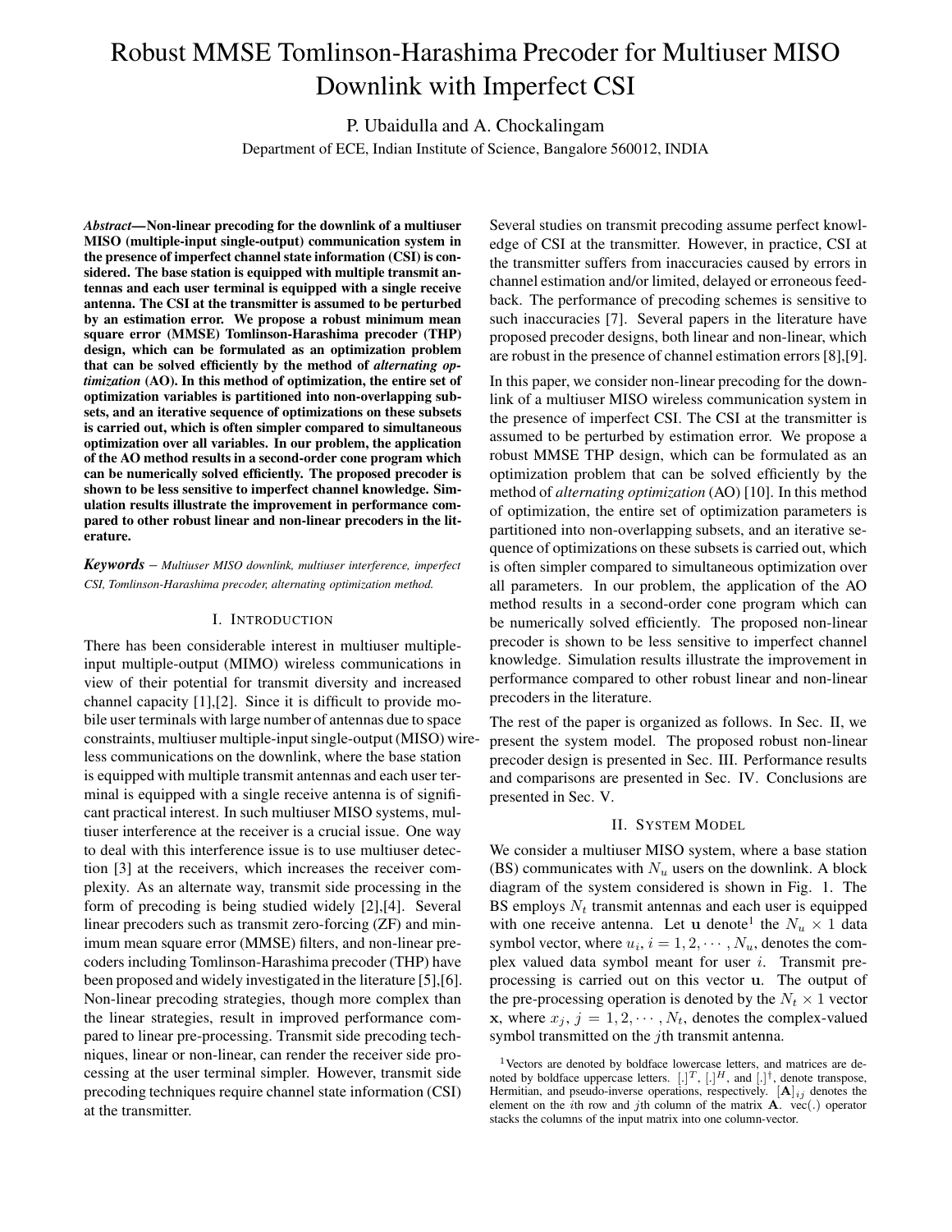# Robust MMSE Tomlinson-Harashima Precoder for Multiuser MISO Downlink with Imperfect CSI

P. Ubaidulla and A. Chockalingam

Department of ECE, Indian Institute of Science, Bangalore 560012, INDIA

***Abstract*—Non-linear precoding for the downlink of a multiuser MISO (multiple-input single-output) communication system in the presence of imperfect channel state information (CSI) is considered. The base station is equipped with multiple transmit antennas and each user terminal is equipped with a single receive antenna. The CSI at the transmitter is assumed to be perturbed by an estimation error. We propose a robust minimum mean square error (MMSE) Tomlinson-Harashima precoder (THP) design, which can be formulated as an optimization problem that can be solved efficiently by the method of *alternating optimization* (AO). In this method of optimization, the entire set of optimization variables is partitioned into non-overlapping subsets, and an iterative sequence of optimizations on these subsets is carried out, which is often simpler compared to simultaneous optimization over all variables. In our problem, the application of the AO method results in a second-order cone program which can be numerically solved efficiently. The proposed precoder is shown to be less sensitive to imperfect channel knowledge. Simulation results illustrate the improvement in performance compared to other robust linear and non-linear precoders in the literature.**

***Keywords*** – *Multiuser MISO downlink, multiuser interference, imperfect CSI, Tomlinson-Harashima precoder, alternating optimization method.*

## I. Introduction

There has been considerable interest in multiuser multiple-input multiple-output (MIMO) wireless communications in view of their potential for transmit diversity and increased channel capacity [1],[2]. Since it is difficult to provide mobile user terminals with large number of antennas due to space constraints, multiuser multiple-input single-output (MISO) wireless communications on the downlink, where the base station is equipped with multiple transmit antennas and each user terminal is equipped with a single receive antenna is of significant practical interest. In such multiuser MISO systems, multiuser interference at the receiver is a crucial issue. One way to deal with this interference issue is to use multiuser detection [3] at the receivers, which increases the receiver complexity. As an alternate way, transmit side processing in the form of precoding is being studied widely [2],[4]. Several linear precoders such as transmit zero-forcing (ZF) and minimum mean square error (MMSE) filters, and non-linear precoders including Tomlinson-Harashima precoder (THP) have been proposed and widely investigated in the literature [5],[6]. Non-linear precoding strategies, though more complex than the linear strategies, result in improved performance compared to linear pre-processing. Transmit side precoding techniques, linear or non-linear, can render the receiver side processing at the user terminal simpler. However, transmit side precoding techniques require channel state information (CSI) at the transmitter.

Several studies on transmit precoding assume perfect knowledge of CSI at the transmitter. However, in practice, CSI at the transmitter suffers from inaccuracies caused by errors in channel estimation and/or limited, delayed or erroneous feedback. The performance of precoding schemes is sensitive to such inaccuracies [7]. Several papers in the literature have proposed precoder designs, both linear and non-linear, which are robust in the presence of channel estimation errors [8],[9].

In this paper, we consider non-linear precoding for the downlink of a multiuser MISO wireless communication system in the presence of imperfect CSI. The CSI at the transmitter is assumed to be perturbed by estimation error. We propose a robust MMSE THP design, which can be formulated as an optimization problem that can be solved efficiently by the method of *alternating optimization* (AO) [10]. In this method of optimization, the entire set of optimization parameters is partitioned into non-overlapping subsets, and an iterative sequence of optimizations on these subsets is carried out, which is often simpler compared to simultaneous optimization over all parameters. In our problem, the application of the AO method results in a second-order cone program which can be numerically solved efficiently. The proposed non-linear precoder is shown to be less sensitive to imperfect channel knowledge. Simulation results illustrate the improvement in performance compared to other robust linear and non-linear precoders in the literature.

The rest of the paper is organized as follows. In Sec. II, we present the system model. The proposed robust non-linear precoder design is presented in Sec. III. Performance results and comparisons are presented in Sec. IV. Conclusions are presented in Sec. V.

## II. System Model

We consider a multiuser MISO system, where a base station (BS) communicates with $N_u$ users on the downlink. A block diagram of the system considered is shown in Fig. 1. The BS employs $N_t$ transmit antennas and each user is equipped with one receive antenna. Let $\mathbf{u}$ denote[1] the $N_u \times 1$ data symbol vector, where $u_i, i = 1, 2, \cdots, N_u$, denotes the complex valued data symbol meant for user $i$. Transmit preprocessing is carried out on this vector $\mathbf{u}$. The output of the pre-processing operation is denoted by the $N_t \times 1$ vector $\mathbf{x}$, where $x_j, j = 1, 2, \cdots, N_t$, denotes the complex-valued symbol transmitted on the $j$th transmit antenna.

[1]Vectors are denoted by boldface lowercase letters, and matrices are denoted by boldface uppercase letters. $[.]^T$, $[.]^H$, and $[.]^\dagger$, denote transpose, Hermitian, and pseudo-inverse operations, respectively. $[\mathbf{A}]_{ij}$ denotes the element on the $i$th row and $j$th column of the matrix $\mathbf{A}$. vec(.) operator stacks the columns of the input matrix into one column-vector.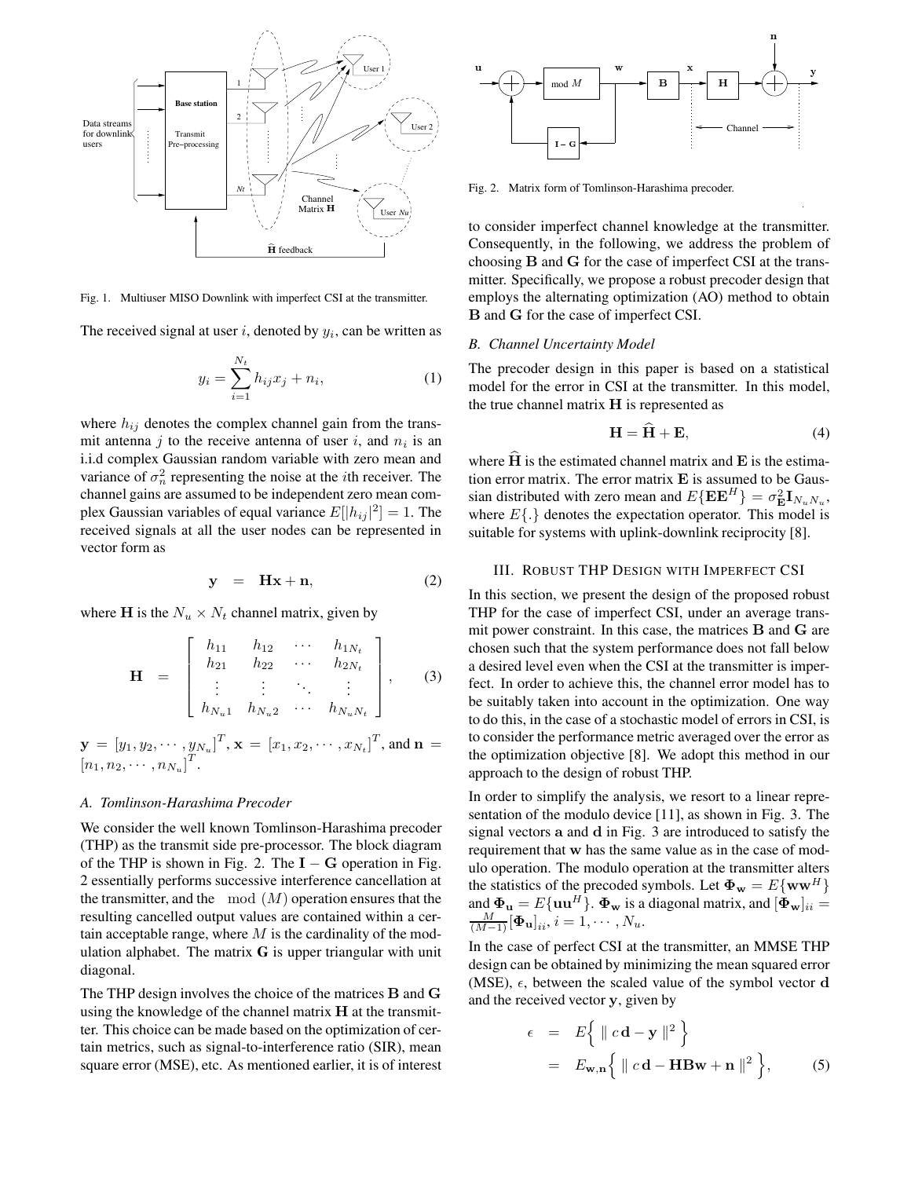Fig. 1. Multiuser MISO Downlink with imperfect CSI at the transmitter.

The received signal at user $i$, denoted by $y_i$, can be written as

$$y_i = \sum_{i=1}^{N_t} h_{ij} x_j + n_i, \tag{1}$$

where $h_{ij}$ denotes the complex channel gain from the transmit antenna $j$ to the receive antenna of user $i$, and $n_i$ is an i.i.d complex Gaussian random variable with zero mean and variance of $\sigma_n^2$ representing the noise at the $i$th receiver. The channel gains are assumed to be independent zero mean complex Gaussian variables of equal variance $E[|h_{ij}|^2] = 1$. The received signals at all the user nodes can be represented in vector form as

$$\mathbf{y} \;\; = \;\; \mathbf{H}\mathbf{x} + \mathbf{n}, \tag{2}$$

where $\mathbf{H}$ is the $N_u \times N_t$ channel matrix, given by

$$\mathbf{H} \;\; = \;\; \left[ \begin{array}{cccc} h_{11} & h_{12} & \cdots & h_{1N_t} \\ h_{21} & h_{22} & \cdots & h_{2N_t} \\ \vdots & \vdots & \ddots & \vdots \\ h_{N_u1} & h_{N_u2} & \cdots & h_{N_uN_t} \end{array} \right], \tag{3}$$

$\mathbf{y} = [y_1, y_2, \cdots, y_{N_u}]^T$, $\mathbf{x} = [x_1, x_2, \cdots, x_{N_t}]^T$, and $\mathbf{n} = [n_1, n_2, \cdots, n_{N_u}]^T$.

### A. Tomlinson-Harashima Precoder

We consider the well known Tomlinson-Harashima precoder (THP) as the transmit side pre-processor. The block diagram of the THP is shown in Fig. 2. The $\mathbf{I} - \mathbf{G}$ operation in Fig. 2 essentially performs successive interference cancellation at the transmitter, and the $\mod (M)$ operation ensures that the resulting cancelled output values are contained within a certain acceptable range, where $M$ is the cardinality of the modulation alphabet. The matrix $\mathbf{G}$ is upper triangular with unit diagonal.

The THP design involves the choice of the matrices $\mathbf{B}$ and $\mathbf{G}$ using the knowledge of the channel matrix $\mathbf{H}$ at the transmitter. This choice can be made based on the optimization of certain metrics, such as signal-to-interference ratio (SIR), mean square error (MSE), etc. As mentioned earlier, it is of interest to consider imperfect channel knowledge at the transmitter. Consequently, in the following, we address the problem of choosing $\mathbf{B}$ and $\mathbf{G}$ for the case of imperfect CSI at the transmitter. Specifically, we propose a robust precoder design that employs the alternating optimization (AO) method to obtain $\mathbf{B}$ and $\mathbf{G}$ for the case of imperfect CSI.

Fig. 2. Matrix form of Tomlinson-Harashima precoder.

### B. Channel Uncertainty Model

The precoder design in this paper is based on a statistical model for the error in CSI at the transmitter. In this model, the true channel matrix $\mathbf{H}$ is represented as

$$\mathbf{H} = \widehat{\mathbf{H}} + \mathbf{E}, \tag{4}$$

where $\widehat{\mathbf{H}}$ is the estimated channel matrix and $\mathbf{E}$ is the estimation error matrix. The error matrix $\mathbf{E}$ is assumed to be Gaussian distributed with zero mean and $E\{\mathbf{E}\mathbf{E}^H\} = \sigma_{\mathbf{E}}^2 \mathbf{I}_{N_u N_u}$, where $E\{.\}$ denotes the expectation operator. This model is suitable for systems with uplink-downlink reciprocity [8].

## III. Robust THP Design with Imperfect CSI

In this section, we present the design of the proposed robust THP for the case of imperfect CSI, under an average transmit power constraint. In this case, the matrices $\mathbf{B}$ and $\mathbf{G}$ are chosen such that the system performance does not fall below a desired level even when the CSI at the transmitter is imperfect. In order to achieve this, the channel error model has to be suitably taken into account in the optimization. One way to do this, in the case of a stochastic model of errors in CSI, is to consider the performance metric averaged over the error as the optimization objective [8]. We adopt this method in our approach to the design of robust THP.

In order to simplify the analysis, we resort to a linear representation of the modulo device [11], as shown in Fig. 3. The signal vectors $\mathbf{a}$ and $\mathbf{d}$ in Fig. 3 are introduced to satisfy the requirement that $\mathbf{w}$ has the same value as in the case of modulo operation. The modulo operation at the transmitter alters the statistics of the precoded symbols. Let $\mathbf{\Phi_w} = E\{\mathbf{w}\mathbf{w}^H\}$ and $\mathbf{\Phi_u} = E\{\mathbf{u}\mathbf{u}^H\}$. $\mathbf{\Phi_w}$ is a diagonal matrix, and $[\mathbf{\Phi_w}]_{ii} = \frac{M}{(M-1)}[\mathbf{\Phi_u}]_{ii}$, $i = 1, \cdots, N_u$.

In the case of perfect CSI at the transmitter, an MMSE THP design can be obtained by minimizing the mean squared error (MSE), $\epsilon$, between the scaled value of the symbol vector $\mathbf{d}$ and the received vector $\mathbf{y}$, given by

$$\begin{aligned} \epsilon \;\; &= \;\; E\Big\{ \parallel c\,\mathbf{d} - \mathbf{y} \parallel^2 \Big\} \\ &= \;\; E_{\mathbf{w},\mathbf{n}}\Big\{ \parallel c\,\mathbf{d} - \mathbf{H}\mathbf{B}\mathbf{w} + \mathbf{n} \parallel^2 \Big\}, \end{aligned} \tag{5}$$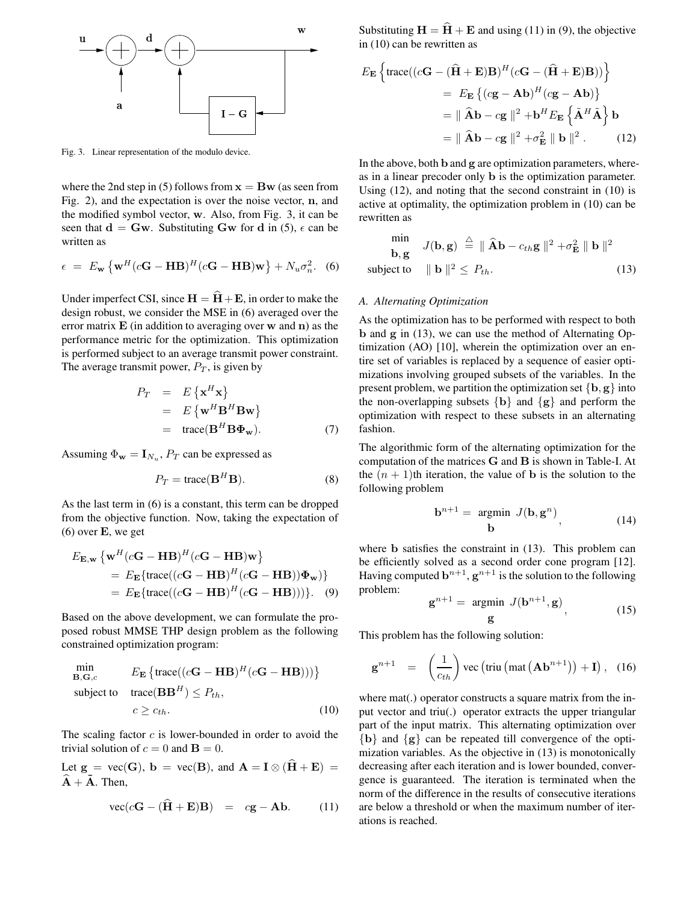Fig. 3. Linear representation of the modulo device.

where the 2nd step in (5) follows from $\mathbf{x} = \mathbf{B}\mathbf{w}$ (as seen from Fig. 2), and the expectation is over the noise vector, $\mathbf{n}$, and the modified symbol vector, $\mathbf{w}$. Also, from Fig. 3, it can be seen that $\mathbf{d} = \mathbf{G}\mathbf{w}$. Substituting $\mathbf{G}\mathbf{w}$ for $\mathbf{d}$ in (5), $\epsilon$ can be written as

$$\epsilon \;=\; E_{\mathbf{w}}\left\{\mathbf{w}^H(c\mathbf{G}-\mathbf{H}\mathbf{B})^H(c\mathbf{G}-\mathbf{H}\mathbf{B})\mathbf{w}\right\} + N_u\sigma_n^2. \quad (6)$$

Under imperfect CSI, since $\mathbf{H} = \widehat{\mathbf{H}} + \mathbf{E}$, in order to make the design robust, we consider the MSE in (6) averaged over the error matrix $\mathbf{E}$ (in addition to averaging over $\mathbf{w}$ and $\mathbf{n}$) as the performance metric for the optimization. This optimization is performed subject to an average transmit power constraint. The average transmit power, $P_T$, is given by

$$\begin{aligned} P_T &= E\left\{\mathbf{x}^H\mathbf{x}\right\} \\ &= E\left\{\mathbf{w}^H\mathbf{B}^H\mathbf{B}\mathbf{w}\right\} \\ &= \text{trace}(\mathbf{B}^H\mathbf{B}\mathbf{\Phi}_{\mathbf{w}}). \end{aligned} \quad (7)$$

Assuming $\Phi_{\mathbf{w}} = \mathbf{I}_{N_u}$, $P_T$ can be expressed as

$$P_T = \text{trace}(\mathbf{B}^H\mathbf{B}). \quad (8)$$

As the last term in (6) is a constant, this term can be dropped from the objective function. Now, taking the expectation of (6) over $\mathbf{E}$, we get

$$\begin{aligned} &E_{\mathbf{E},\mathbf{w}}\left\{\mathbf{w}^H(c\mathbf{G}-\mathbf{H}\mathbf{B})^H(c\mathbf{G}-\mathbf{H}\mathbf{B})\mathbf{w}\right\} \\ &= E_{\mathbf{E}}\{\text{trace}((c\mathbf{G}-\mathbf{H}\mathbf{B})^H(c\mathbf{G}-\mathbf{H}\mathbf{B}))\mathbf{\Phi}_{\mathbf{w}})\} \\ &= E_{\mathbf{E}}\{\text{trace}((c\mathbf{G}-\mathbf{H}\mathbf{B})^H(c\mathbf{G}-\mathbf{H}\mathbf{B})))\}. \end{aligned} \quad (9)$$

Based on the above development, we can formulate the proposed robust MMSE THP design problem as the following constrained optimization program:

$$\begin{aligned} \min_{\mathbf{B},\mathbf{G},c} \quad & E_{\mathbf{E}}\left\{\text{trace}((c\mathbf{G}-\mathbf{H}\mathbf{B})^H(c\mathbf{G}-\mathbf{H}\mathbf{B})))\right\} \\ \text{subject to} \quad & \text{trace}(\mathbf{B}\mathbf{B}^H) \leq P_{th}, \\ & c \geq c_{th}. \end{aligned} \quad (10)$$

The scaling factor $c$ is lower-bounded in order to avoid the trivial solution of $c = 0$ and $\mathbf{B} = 0$.

Let $\mathbf{g} = \text{vec}(\mathbf{G})$, $\mathbf{b} = \text{vec}(\mathbf{B})$, and $\mathbf{A} = \mathbf{I} \otimes (\widehat{\mathbf{H}} + \mathbf{E}) = \widehat{\mathbf{A}} + \tilde{\mathbf{A}}$. Then,

$$\text{vec}(c\mathbf{G} - (\widehat{\mathbf{H}} + \mathbf{E})\mathbf{B}) \;=\; c\mathbf{g} - \mathbf{A}\mathbf{b}. \quad (11)$$

Substituting $\mathbf{H} = \widehat{\mathbf{H}} + \mathbf{E}$ and using (11) in (9), the objective in (10) can be rewritten as

$$\begin{aligned} &E_{\mathbf{E}}\left\{\text{trace}((c\mathbf{G}-(\widehat{\mathbf{H}}+\mathbf{E})\mathbf{B})^H(c\mathbf{G}-(\widehat{\mathbf{H}}+\mathbf{E})\mathbf{B}))\right\} \\ &\quad = E_{\mathbf{E}}\left\{(c\mathbf{g}-\mathbf{A}\mathbf{b})^H(c\mathbf{g}-\mathbf{A}\mathbf{b})\right\} \\ &\quad = \parallel \widehat{\mathbf{A}}\mathbf{b} - c\mathbf{g} \parallel^2 + \mathbf{b}^H E_{\mathbf{E}}\left\{\tilde{\mathbf{A}}^H\tilde{\mathbf{A}}\right\}\mathbf{b} \\ &\quad = \parallel \widehat{\mathbf{A}}\mathbf{b} - c\mathbf{g} \parallel^2 + \sigma_{\mathbf{E}}^2 \parallel \mathbf{b} \parallel^2. \end{aligned} \quad (12)$$

In the above, both $\mathbf{b}$ and $\mathbf{g}$ are optimization parameters, whereas in a linear precoder only $\mathbf{b}$ is the optimization parameter. Using (12), and noting that the second constraint in (10) is active at optimality, the optimization problem in (10) can be rewritten as

$$\begin{aligned} \min_{\mathbf{b},\mathbf{g}} \quad & J(\mathbf{b},\mathbf{g}) \;\stackrel{\triangle}{=}\; \parallel \widehat{\mathbf{A}}\mathbf{b} - c_{th}\mathbf{g} \parallel^2 + \sigma_{\mathbf{E}}^2 \parallel \mathbf{b} \parallel^2 \\ \text{subject to} \quad & \parallel \mathbf{b} \parallel^2 \leq P_{th}. \end{aligned} \quad (13)$$

### A. Alternating Optimization

As the optimization has to be performed with respect to both $\mathbf{b}$ and $\mathbf{g}$ in (13), we can use the method of Alternating Optimization (AO) [10], wherein the optimization over an entire set of variables is replaced by a sequence of easier optimizations involving grouped subsets of the variables. In the present problem, we partition the optimization set $\{\mathbf{b},\mathbf{g}\}$ into the non-overlapping subsets $\{\mathbf{b}\}$ and $\{\mathbf{g}\}$ and perform the optimization with respect to these subsets in an alternating fashion.

The algorithmic form of the alternating optimization for the computation of the matrices $\mathbf{G}$ and $\mathbf{B}$ is shown in Table-I. At the $(n+1)$th iteration, the value of $\mathbf{b}$ is the solution to the following problem

$$\mathbf{b}^{n+1} = \underset{\mathbf{b}}{\text{argmin}}\; J(\mathbf{b},\mathbf{g}^n), \quad (14)$$

where $\mathbf{b}$ satisfies the constraint in (13). This problem can be efficiently solved as a second order cone program [12]. Having computed $\mathbf{b}^{n+1}$, $\mathbf{g}^{n+1}$ is the solution to the following problem:

$$\mathbf{g}^{n+1} = \underset{\mathbf{g}}{\text{argmin}}\; J(\mathbf{b}^{n+1},\mathbf{g}), \quad (15)$$

This problem has the following solution:

$$\mathbf{g}^{n+1} \;=\; \left(\frac{1}{c_{th}}\right)\text{vec}\left(\text{triu}\left(\text{mat}\left(\mathbf{A}\mathbf{b}^{n+1}\right)\right) + \mathbf{I}\right), \quad (16)$$

where mat(.) operator constructs a square matrix from the input vector and triu(.) operator extracts the upper triangular part of the input matrix. This alternating optimization over $\{\mathbf{b}\}$ and $\{\mathbf{g}\}$ can be repeated till convergence of the optimization variables. As the objective in (13) is monotonically decreasing after each iteration and is lower bounded, convergence is guaranteed. The iteration is terminated when the norm of the difference in the results of consecutive iterations are below a threshold or when the maximum number of iterations is reached.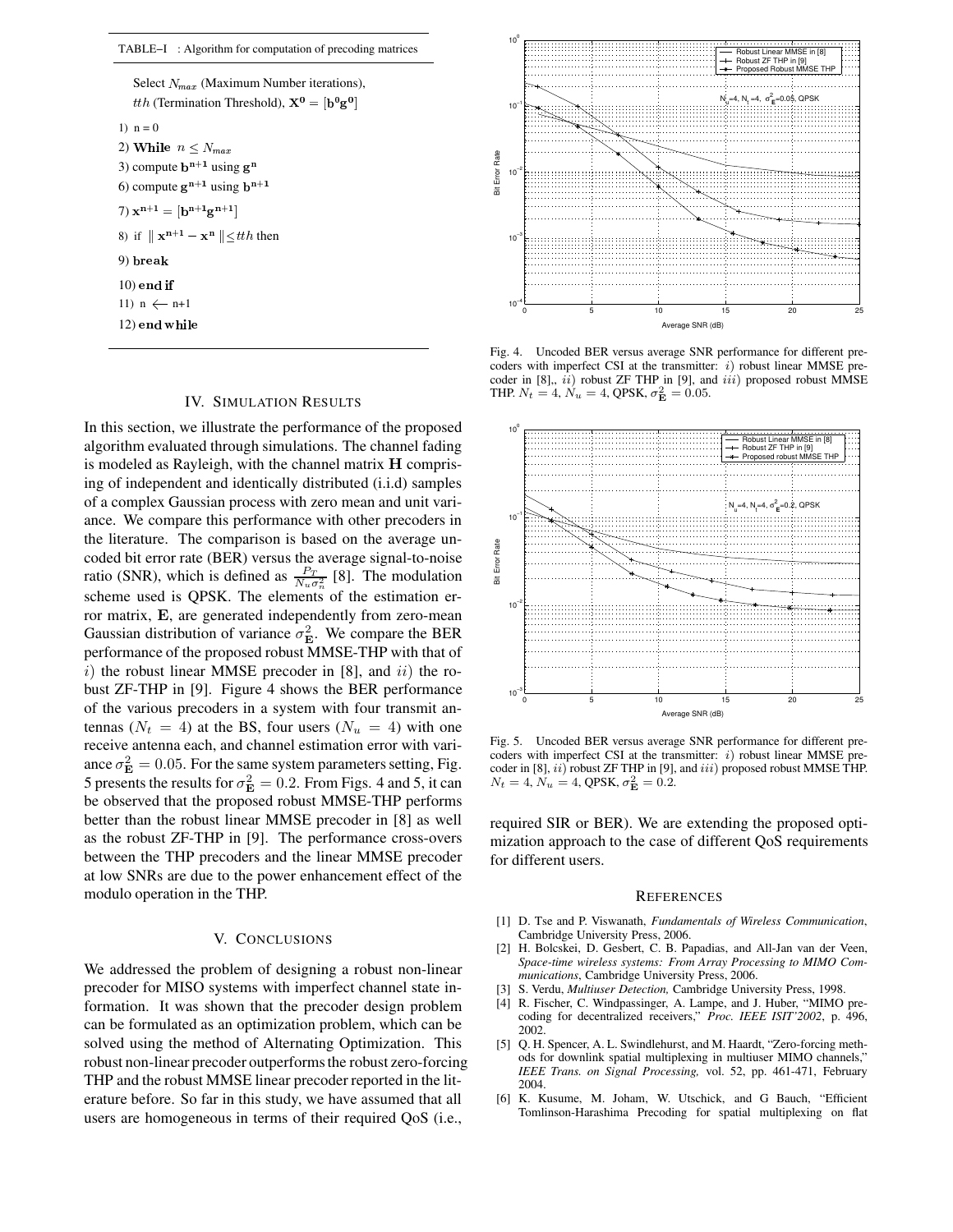TABLE–I : Algorithm for computation of precoding matrices

Select $N_{max}$ (Maximum Number iterations), $tth$ (Termination Threshold), $\mathbf{X^0} = [\mathbf{b^0 g^0}]$

1) n = 0

2) **While** $n \leq N_{max}$

3) compute $\mathbf{b^{n+1}}$ using $\mathbf{g^n}$

6) compute $\mathbf{g^{n+1}}$ using $\mathbf{b^{n+1}}$

7) $\mathbf{x^{n+1}} = [\mathbf{b^{n+1} g^{n+1}}]$

8) if $\| \mathbf{x^{n+1}} - \mathbf{x^n} \| \leq tth$ then

9) **break**

10) **end if**

11) n $\longleftarrow$ n+1

12) **end while**

## IV. Simulation Results

In this section, we illustrate the performance of the proposed algorithm evaluated through simulations. The channel fading is modeled as Rayleigh, with the channel matrix $\mathbf{H}$ comprising of independent and identically distributed (i.i.d) samples of a complex Gaussian process with zero mean and unit variance. We compare this performance with other precoders in the literature. The comparison is based on the average uncoded bit error rate (BER) versus the average signal-to-noise ratio (SNR), which is defined as $\frac{P_T}{N_u \sigma_n^2}$ [8]. The modulation scheme used is QPSK. The elements of the estimation error matrix, $\mathbf{E}$, are generated independently from zero-mean Gaussian distribution of variance $\sigma_{\mathbf{E}}^2$. We compare the BER performance of the proposed robust MMSE-THP with that of $i)$ the robust linear MMSE precoder in [8], and $ii)$ the robust ZF-THP in [9]. Figure 4 shows the BER performance of the various precoders in a system with four transmit antennas ($N_t = 4$) at the BS, four users ($N_u = 4$) with one receive antenna each, and channel estimation error with variance $\sigma_{\mathbf{E}}^2 = 0.05$. For the same system parameters setting, Fig. 5 presents the results for $\sigma_{\mathbf{E}}^2 = 0.2$. From Figs. 4 and 5, it can be observed that the proposed robust MMSE-THP performs better than the robust linear MMSE precoder in [8] as well as the robust ZF-THP in [9]. The performance cross-overs between the THP precoders and the linear MMSE precoder at low SNRs are due to the power enhancement effect of the modulo operation in the THP.

## V. Conclusions

We addressed the problem of designing a robust non-linear precoder for MISO systems with imperfect channel state information. It was shown that the precoder design problem can be formulated as an optimization problem, which can be solved using the method of Alternating Optimization. This robust non-linear precoder outperforms the robust zero-forcing THP and the robust MMSE linear precoder reported in the literature before. So far in this study, we have assumed that all users are homogeneous in terms of their required QoS (i.e., required SIR or BER). We are extending the proposed optimization approach to the case of different QoS requirements for different users.

Fig. 4. Uncoded BER versus average SNR performance for different precoders with imperfect CSI at the transmitter: $i)$ robust linear MMSE precoder in [8],, $ii)$ robust ZF THP in [9], and $iii)$ proposed robust MMSE THP. $N_t = 4$, $N_u = 4$, QPSK, $\sigma_{\mathbf{E}}^2 = 0.05$.

Fig. 5. Uncoded BER versus average SNR performance for different precoders with imperfect CSI at the transmitter: $i)$ robust linear MMSE precoder in [8], $ii)$ robust ZF THP in [9], and $iii)$ proposed robust MMSE THP. $N_t = 4$, $N_u = 4$, QPSK, $\sigma_{\mathbf{E}}^2 = 0.2$.

## References

[1] D. Tse and P. Viswanath, *Fundamentals of Wireless Communication*, Cambridge University Press, 2006.

[2] H. Bolcskei, D. Gesbert, C. B. Papadias, and All-Jan van der Veen, *Space-time wireless systems: From Array Processing to MIMO Communications*, Cambridge University Press, 2006.

[3] S. Verdu, *Multiuser Detection,* Cambridge University Press, 1998.

[4] R. Fischer, C. Windpassinger, A. Lampe, and J. Huber, "MIMO precoding for decentralized receivers," *Proc. IEEE ISIT'2002*, p. 496, 2002.

[5] Q. H. Spencer, A. L. Swindlehurst, and M. Haardt, "Zero-forcing methods for downlink spatial multiplexing in multiuser MIMO channels," *IEEE Trans. on Signal Processing,* vol. 52, pp. 461-471, February 2004.

[6] K. Kusume, M. Joham, W. Utschick, and G Bauch, "Efficient Tomlinson-Harashima Precoding for spatial multiplexing on flat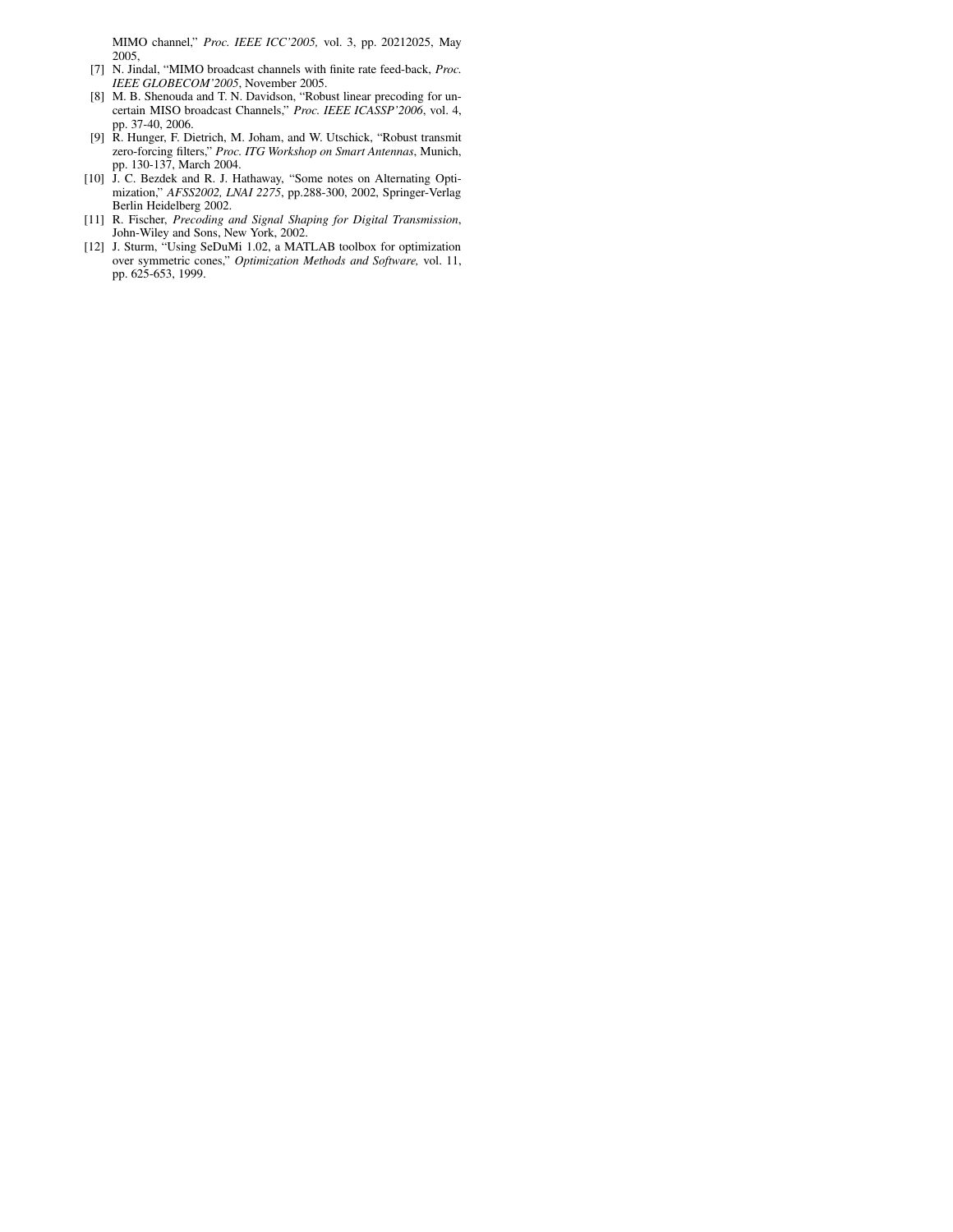MIMO channel," *Proc. IEEE ICC'2005,* vol. 3, pp. 20212025, May 2005,

[7] N. Jindal, "MIMO broadcast channels with finite rate feed-back, *Proc. IEEE GLOBECOM'2005*, November 2005.

[8] M. B. Shenouda and T. N. Davidson, "Robust linear precoding for uncertain MISO broadcast Channels," *Proc. IEEE ICASSP'2006*, vol. 4, pp. 37-40, 2006.

[9] R. Hunger, F. Dietrich, M. Joham, and W. Utschick, "Robust transmit zero-forcing filters," *Proc. ITG Workshop on Smart Antennas*, Munich, pp. 130-137, March 2004.

[10] J. C. Bezdek and R. J. Hathaway, "Some notes on Alternating Optimization," *AFSS2002, LNAI 2275*, pp.288-300, 2002, Springer-Verlag Berlin Heidelberg 2002.

[11] R. Fischer, *Precoding and Signal Shaping for Digital Transmission*, John-Wiley and Sons, New York, 2002.

[12] J. Sturm, "Using SeDuMi 1.02, a MATLAB toolbox for optimization over symmetric cones," *Optimization Methods and Software,* vol. 11, pp. 625-653, 1999.